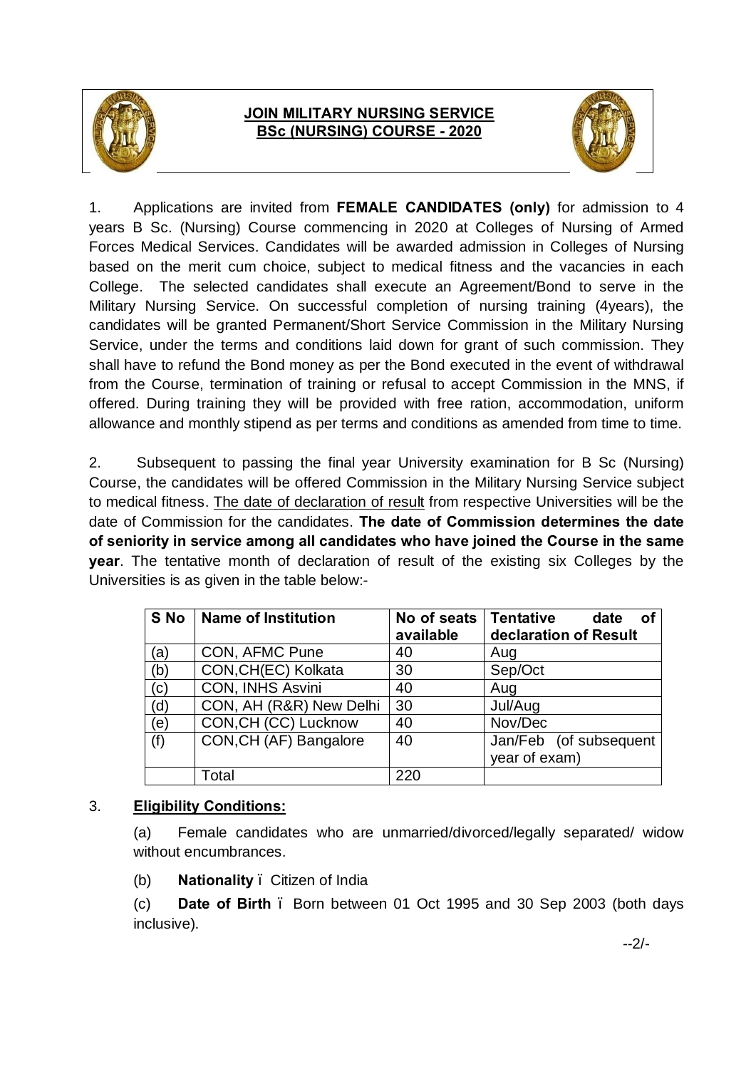# JOIN MILITARY NURSING SERVICE
## BSc (NURSING) COURSE - 2020

1. Applications are invited from **FEMALE CANDIDATES (only)** for admission to 4 years B Sc. (Nursing) Course commencing in 2020 at Colleges of Nursing of Armed Forces Medical Services. Candidates will be awarded admission in Colleges of Nursing based on the merit cum choice, subject to medical fitness and the vacancies in each College. The selected candidates shall execute an Agreement/Bond to serve in the Military Nursing Service. On successful completion of nursing training (4years), the candidates will be granted Permanent/Short Service Commission in the Military Nursing Service, under the terms and conditions laid down for grant of such commission. They shall have to refund the Bond money as per the Bond executed in the event of withdrawal from the Course, termination of training or refusal to accept Commission in the MNS, if offered. During training they will be provided with free ration, accommodation, uniform allowance and monthly stipend as per terms and conditions as amended from time to time.

2. Subsequent to passing the final year University examination for B Sc (Nursing) Course, the candidates will be offered Commission in the Military Nursing Service subject to medical fitness. The date of declaration of result from respective Universities will be the date of Commission for the candidates. **The date of Commission determines the date of seniority in service among all candidates who have joined the Course in the same year**. The tentative month of declaration of result of the existing six Colleges by the Universities is as given in the table below:-

| S No | Name of Institution | No of seats available | Tentative date of declaration of Result |
|---|---|---|---|
| (a) | CON, AFMC Pune | 40 | Aug |
| (b) | CON,CH(EC) Kolkata | 30 | Sep/Oct |
| (c) | CON, INHS Asvini | 40 | Aug |
| (d) | CON, AH (R&R) New Delhi | 30 | Jul/Aug |
| (e) | CON,CH (CC) Lucknow | 40 | Nov/Dec |
| (f) | CON,CH (AF) Bangalore | 40 | Jan/Feb (of subsequent year of exam) |
| | Total | 220 | |

3. **Eligibility Conditions:**

(a) Female candidates who are unmarried/divorced/legally separated/ widow without encumbrances.

(b) **Nationality** – Citizen of India

(c) **Date of Birth** – Born between 01 Oct 1995 and 30 Sep 2003 (both days inclusive).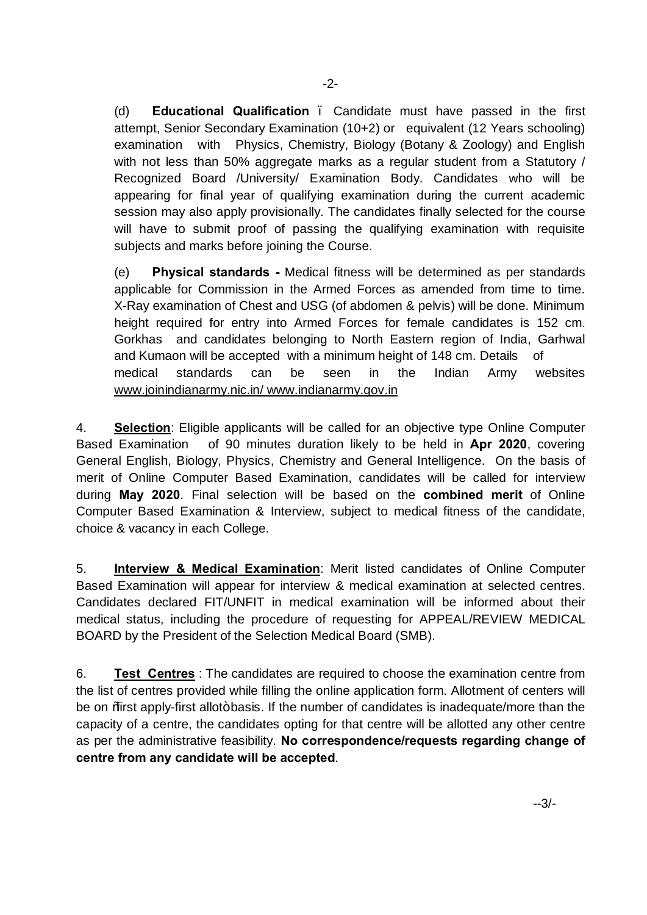(d) **Educational Qualification** – Candidate must have passed in the first attempt, Senior Secondary Examination (10+2) or equivalent (12 Years schooling) examination with Physics, Chemistry, Biology (Botany & Zoology) and English with not less than 50% aggregate marks as a regular student from a Statutory / Recognized Board /University/ Examination Body. Candidates who will be appearing for final year of qualifying examination during the current academic session may also apply provisionally. The candidates finally selected for the course will have to submit proof of passing the qualifying examination with requisite subjects and marks before joining the Course.

(e) **Physical standards -** Medical fitness will be determined as per standards applicable for Commission in the Armed Forces as amended from time to time. X-Ray examination of Chest and USG (of abdomen & pelvis) will be done. Minimum height required for entry into Armed Forces for female candidates is 152 cm. Gorkhas and candidates belonging to North Eastern region of India, Garhwal and Kumaon will be accepted with a minimum height of 148 cm. Details of medical standards can be seen in the Indian Army websites www.joinindianarmy.nic.in/ www.indianarmy.gov.in

4. **Selection**: Eligible applicants will be called for an objective type Online Computer Based Examination of 90 minutes duration likely to be held in **Apr 2020**, covering General English, Biology, Physics, Chemistry and General Intelligence. On the basis of merit of Online Computer Based Examination, candidates will be called for interview during **May 2020**. Final selection will be based on the **combined merit** of Online Computer Based Examination & Interview, subject to medical fitness of the candidate, choice & vacancy in each College.

5. **Interview & Medical Examination**: Merit listed candidates of Online Computer Based Examination will appear for interview & medical examination at selected centres. Candidates declared FIT/UNFIT in medical examination will be informed about their medical status, including the procedure of requesting for APPEAL/REVIEW MEDICAL BOARD by the President of the Selection Medical Board (SMB).

6. **Test Centres** : The candidates are required to choose the examination centre from the list of centres provided while filling the online application form. Allotment of centers will be on "first apply-first allot" basis. If the number of candidates is inadequate/more than the capacity of a centre, the candidates opting for that centre will be allotted any other centre as per the administrative feasibility. **No correspondence/requests regarding change of centre from any candidate will be accepted**.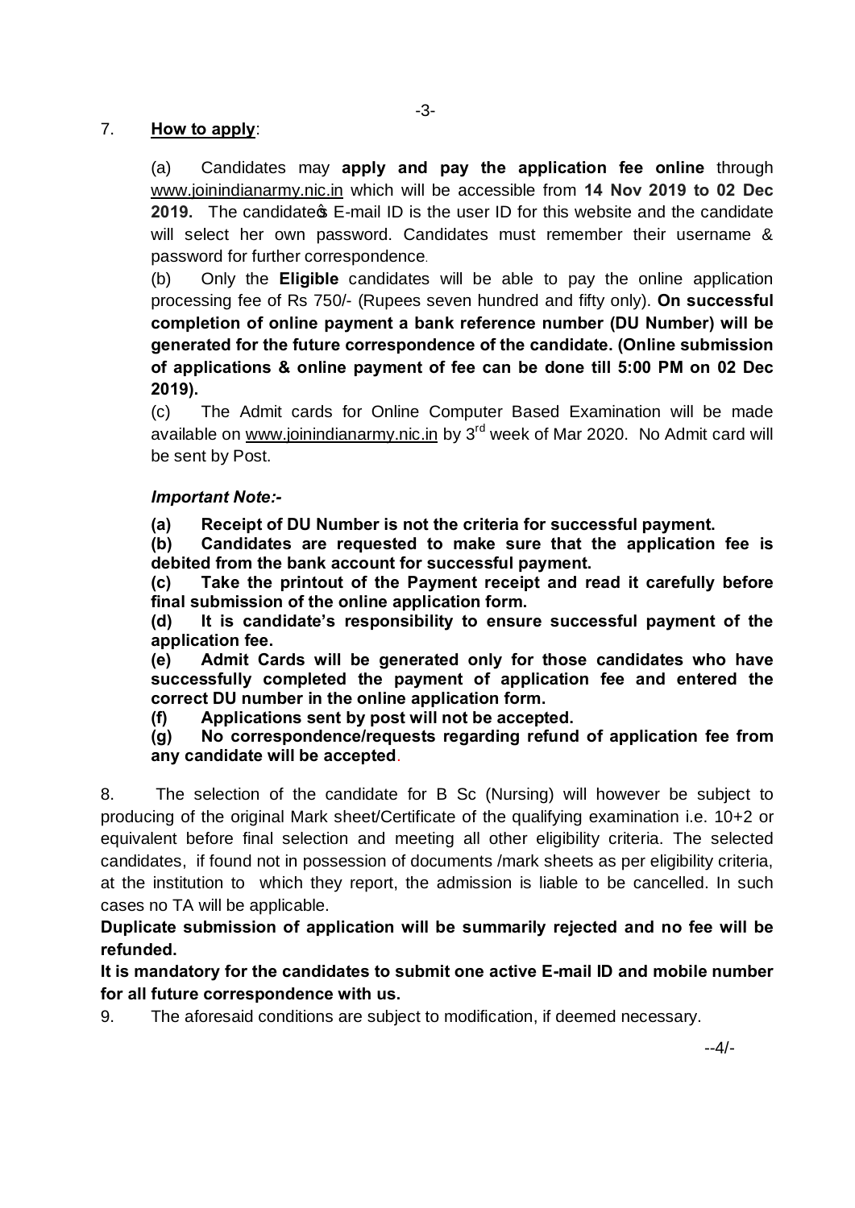7. **How to apply**:

(a) Candidates may **apply and pay the application fee online** through www.joinindianarmy.nic.in which will be accessible from **14 Nov 2019 to 02 Dec 2019.** The candidate's E-mail ID is the user ID for this website and the candidate will select her own password. Candidates must remember their username & password for further correspondence.

(b) Only the **Eligible** candidates will be able to pay the online application processing fee of Rs 750/- (Rupees seven hundred and fifty only). **On successful completion of online payment a bank reference number (DU Number) will be generated for the future correspondence of the candidate. (Online submission of applications & online payment of fee can be done till 5:00 PM on 02 Dec 2019).**

(c) The Admit cards for Online Computer Based Examination will be made available on www.joinindianarmy.nic.in by 3rd week of Mar 2020. No Admit card will be sent by Post.

***Important Note:-***

**(a) Receipt of DU Number is not the criteria for successful payment.**

**(b) Candidates are requested to make sure that the application fee is debited from the bank account for successful payment.**

**(c) Take the printout of the Payment receipt and read it carefully before final submission of the online application form.**

**(d) It is candidate's responsibility to ensure successful payment of the application fee.**

**(e) Admit Cards will be generated only for those candidates who have successfully completed the payment of application fee and entered the correct DU number in the online application form.**

**(f) Applications sent by post will not be accepted.**

**(g) No correspondence/requests regarding refund of application fee from any candidate will be accepted.**

8. The selection of the candidate for B Sc (Nursing) will however be subject to producing of the original Mark sheet/Certificate of the qualifying examination i.e. 10+2 or equivalent before final selection and meeting all other eligibility criteria. The selected candidates, if found not in possession of documents /mark sheets as per eligibility criteria, at the institution to which they report, the admission is liable to be cancelled. In such cases no TA will be applicable.

**Duplicate submission of application will be summarily rejected and no fee will be refunded.**

**It is mandatory for the candidates to submit one active E-mail ID and mobile number for all future correspondence with us.**

9. The aforesaid conditions are subject to modification, if deemed necessary.

--4/-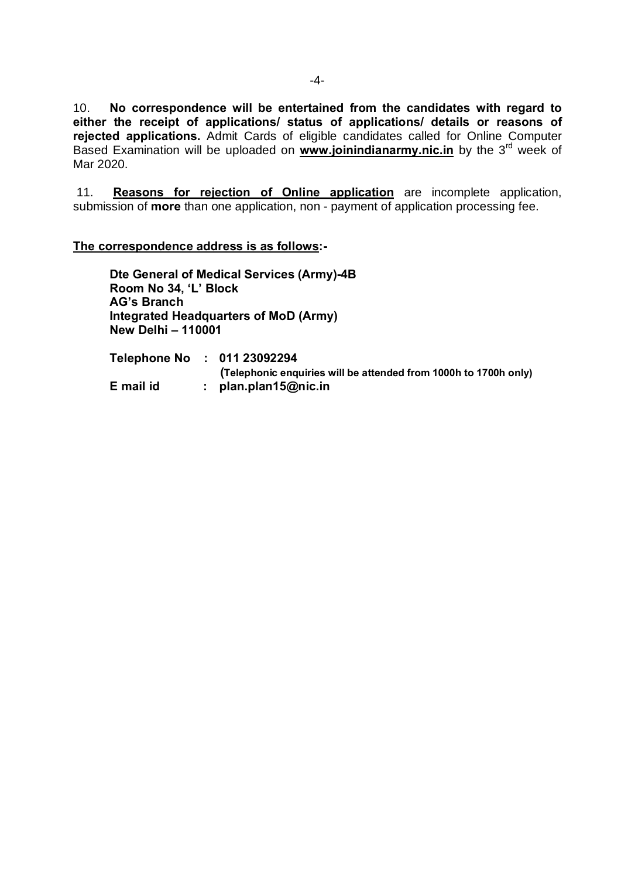10. **No correspondence will be entertained from the candidates with regard to either the receipt of applications/ status of applications/ details or reasons of rejected applications.** Admit Cards of eligible candidates called for Online Computer Based Examination will be uploaded on **www.joinindianarmy.nic.in** by the 3rd week of Mar 2020.

11. **Reasons for rejection of Online application** are incomplete application, submission of **more** than one application, non - payment of application processing fee.

**The correspondence address is as follows:-**

**Dte General of Medical Services (Army)-4B**
**Room No 34, 'L' Block**
**AG's Branch**
**Integrated Headquarters of MoD (Army)**
**New Delhi – 110001**

**Telephone No : 011 23092294**
**(Telephonic enquiries will be attended from 1000h to 1700h only)**
**E mail id : plan.plan15@nic.in**